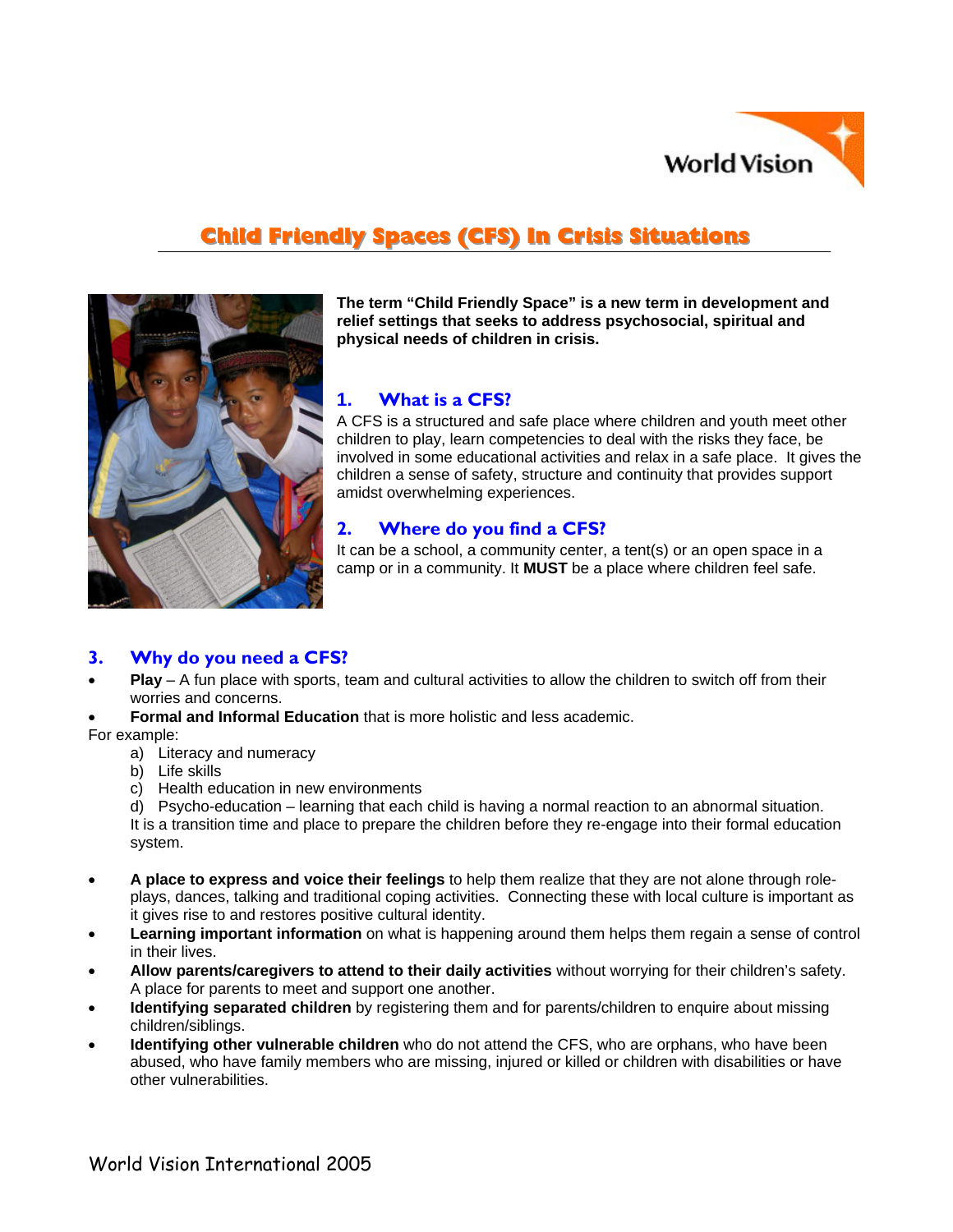# Child Friendly Spaces (CFS) In Crisis Situations

**The term "Child Friendly Space" is a new term in development and relief settings that seeks to address psychosocial, spiritual and physical needs of children in crisis.**

## 1. What is a CFS?

A CFS is a structured and safe place where children and youth meet other children to play, learn competencies to deal with the risks they face, be involved in some educational activities and relax in a safe place. It gives the children a sense of safety, structure and continuity that provides support amidst overwhelming experiences.

## 2. Where do you find a CFS?

It can be a school, a community center, a tent(s) or an open space in a camp or in a community. It **MUST** be a place where children feel safe.

## 3. Why do you need a CFS?

- **Play** – A fun place with sports, team and cultural activities to allow the children to switch off from their worries and concerns.
- **Formal and Informal Education** that is more holistic and less academic.

For example:

a) Literacy and numeracy
b) Life skills
c) Health education in new environments
d) Psycho-education – learning that each child is having a normal reaction to an abnormal situation.

It is a transition time and place to prepare the children before they re-engage into their formal education system.

- **A place to express and voice their feelings** to help them realize that they are not alone through role-plays, dances, talking and traditional coping activities. Connecting these with local culture is important as it gives rise to and restores positive cultural identity.
- **Learning important information** on what is happening around them helps them regain a sense of control in their lives.
- **Allow parents/caregivers to attend to their daily activities** without worrying for their children's safety. A place for parents to meet and support one another.
- **Identifying separated children** by registering them and for parents/children to enquire about missing children/siblings.
- **Identifying other vulnerable children** who do not attend the CFS, who are orphans, who have been abused, who have family members who are missing, injured or killed or children with disabilities or have other vulnerabilities.

World Vision International 2005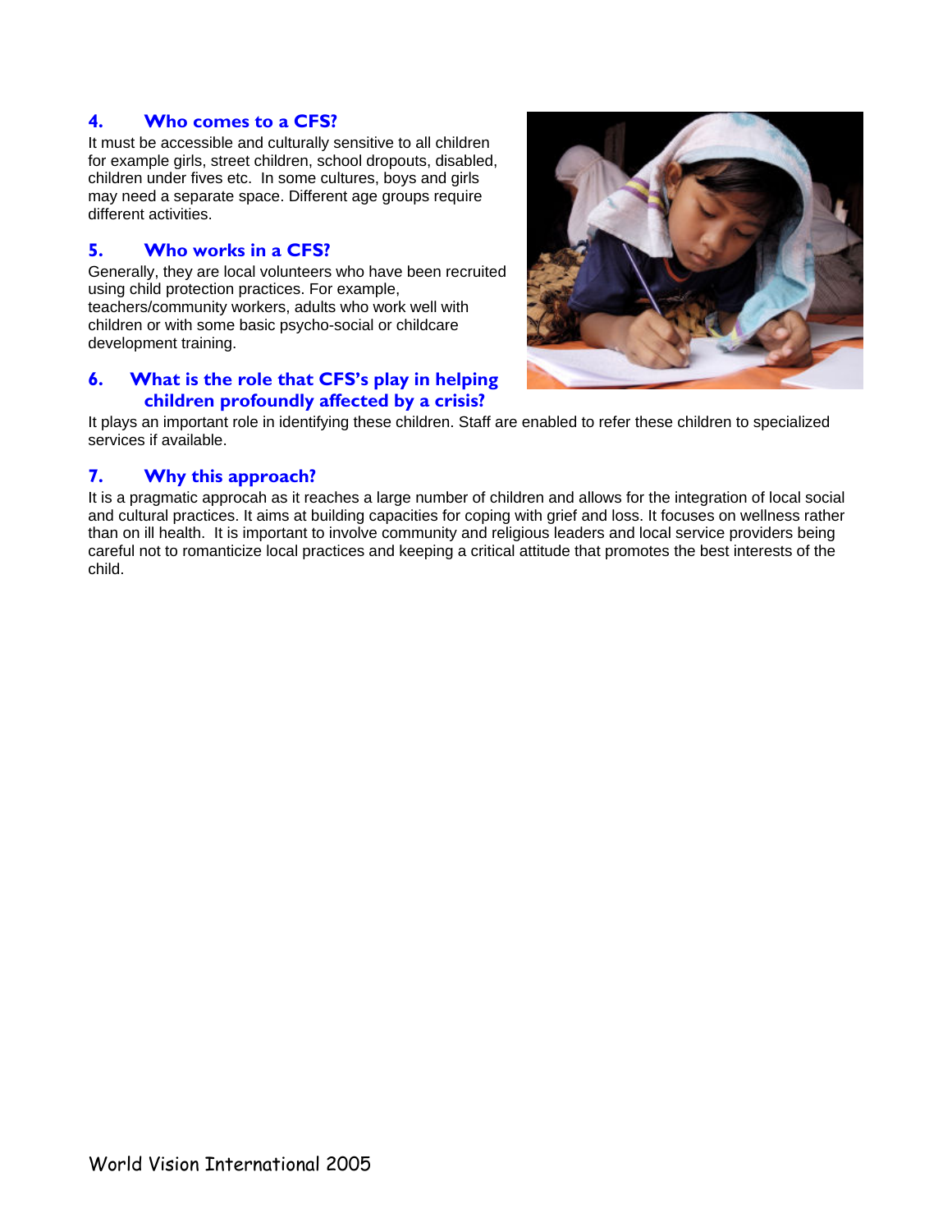## 4. Who comes to a CFS?

It must be accessible and culturally sensitive to all children for example girls, street children, school dropouts, disabled, children under fives etc. In some cultures, boys and girls may need a separate space. Different age groups require different activities.

## 5. Who works in a CFS?

Generally, they are local volunteers who have been recruited using child protection practices. For example, teachers/community workers, adults who work well with children or with some basic psycho-social or childcare development training.

## 6. What is the role that CFS's play in helping children profoundly affected by a crisis?

It plays an important role in identifying these children. Staff are enabled to refer these children to specialized services if available.

## 7. Why this approach?

It is a pragmatic approcah as it reaches a large number of children and allows for the integration of local social and cultural practices. It aims at building capacities for coping with grief and loss. It focuses on wellness rather than on ill health. It is important to involve community and religious leaders and local service providers being careful not to romanticize local practices and keeping a critical attitude that promotes the best interests of the child.